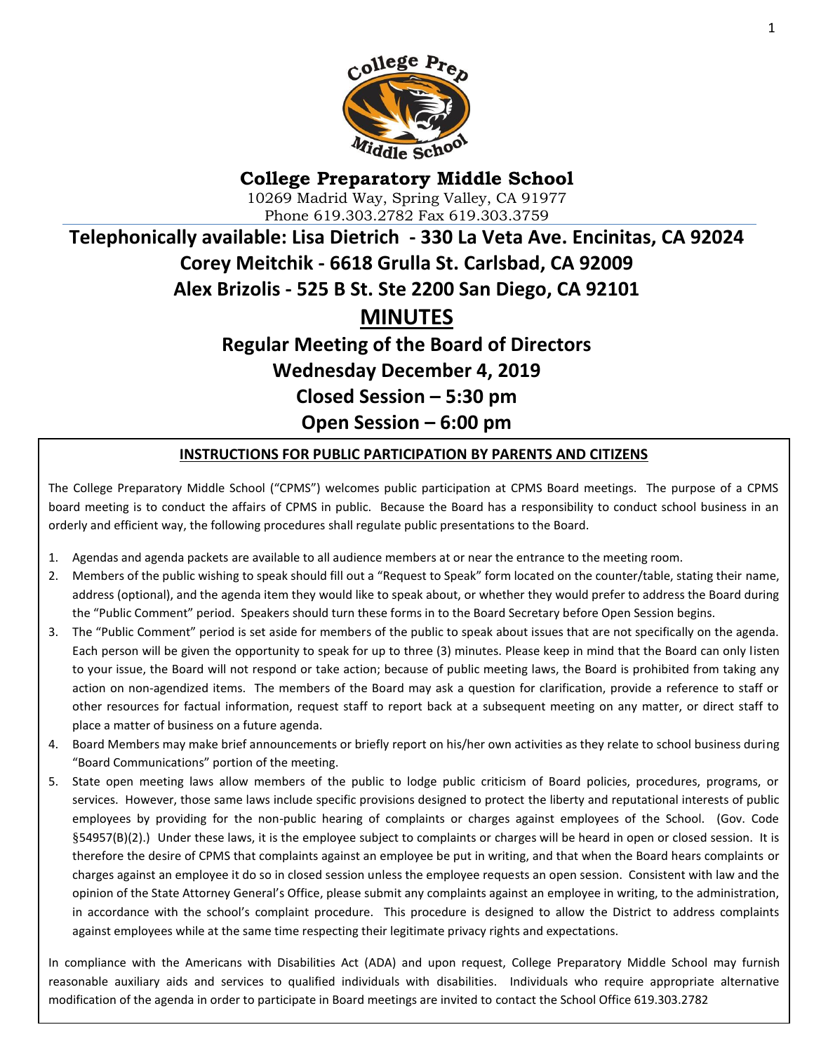# College Preparatory Middle School

10269 Madrid Way, Spring Valley, CA 91977
Phone 619.303.2782 Fax 619.303.3759

## Telephonically available: Lisa Dietrich - 330 La Veta Ave. Encinitas, CA 92024
## Corey Meitchik - 6618 Grulla St. Carlsbad, CA 92009
## Alex Brizolis - 525 B St. Ste 2200 San Diego, CA 92101

# MINUTES

## Regular Meeting of the Board of Directors
## Wednesday December 4, 2019
## Closed Session – 5:30 pm
## Open Session – 6:00 pm

### INSTRUCTIONS FOR PUBLIC PARTICIPATION BY PARENTS AND CITIZENS

The College Preparatory Middle School ("CPMS") welcomes public participation at CPMS Board meetings. The purpose of a CPMS board meeting is to conduct the affairs of CPMS in public. Because the Board has a responsibility to conduct school business in an orderly and efficient way, the following procedures shall regulate public presentations to the Board.

1. Agendas and agenda packets are available to all audience members at or near the entrance to the meeting room.
2. Members of the public wishing to speak should fill out a "Request to Speak" form located on the counter/table, stating their name, address (optional), and the agenda item they would like to speak about, or whether they would prefer to address the Board during the "Public Comment" period. Speakers should turn these forms in to the Board Secretary before Open Session begins.
3. The "Public Comment" period is set aside for members of the public to speak about issues that are not specifically on the agenda. Each person will be given the opportunity to speak for up to three (3) minutes. Please keep in mind that the Board can only listen to your issue, the Board will not respond or take action; because of public meeting laws, the Board is prohibited from taking any action on non-agendized items. The members of the Board may ask a question for clarification, provide a reference to staff or other resources for factual information, request staff to report back at a subsequent meeting on any matter, or direct staff to place a matter of business on a future agenda.
4. Board Members may make brief announcements or briefly report on his/her own activities as they relate to school business during "Board Communications" portion of the meeting.
5. State open meeting laws allow members of the public to lodge public criticism of Board policies, procedures, programs, or services. However, those same laws include specific provisions designed to protect the liberty and reputational interests of public employees by providing for the non-public hearing of complaints or charges against employees of the School. (Gov. Code §54957(B)(2).) Under these laws, it is the employee subject to complaints or charges will be heard in open or closed session. It is therefore the desire of CPMS that complaints against an employee be put in writing, and that when the Board hears complaints or charges against an employee it do so in closed session unless the employee requests an open session. Consistent with law and the opinion of the State Attorney General's Office, please submit any complaints against an employee in writing, to the administration, in accordance with the school's complaint procedure. This procedure is designed to allow the District to address complaints against employees while at the same time respecting their legitimate privacy rights and expectations.

In compliance with the Americans with Disabilities Act (ADA) and upon request, College Preparatory Middle School may furnish reasonable auxiliary aids and services to qualified individuals with disabilities. Individuals who require appropriate alternative modification of the agenda in order to participate in Board meetings are invited to contact the School Office 619.303.2782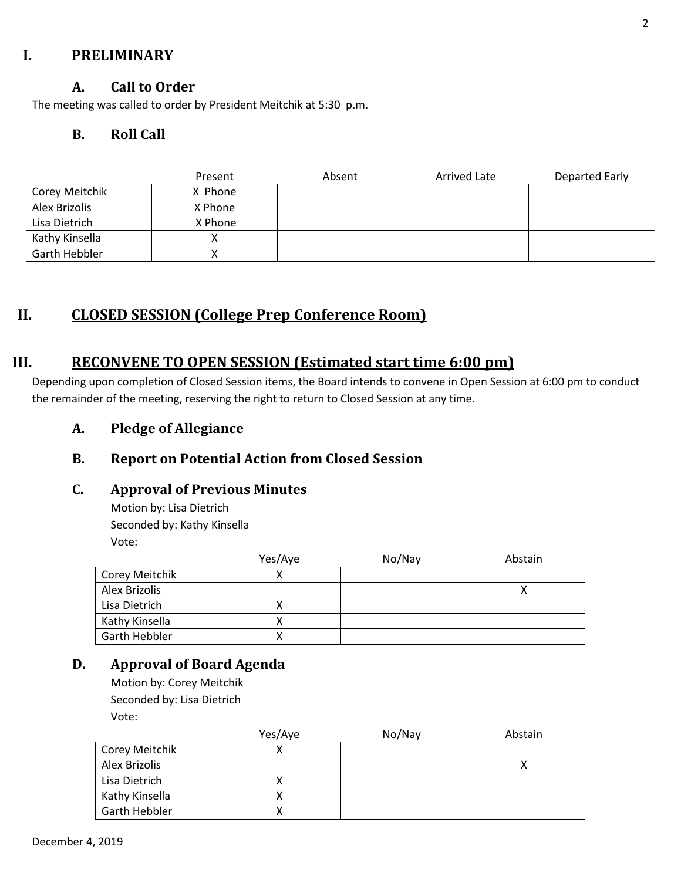# I. PRELIMINARY

## A. Call to Order

The meeting was called to order by President Meitchik at 5:30 p.m.

## B. Roll Call

| | Present | Absent | Arrived Late | Departed Early |
|---|---|---|---|---|
| Corey Meitchik | X Phone | | | |
| Alex Brizolis | X Phone | | | |
| Lisa Dietrich | X Phone | | | |
| Kathy Kinsella | X | | | |
| Garth Hebbler | X | | | |

# II. CLOSED SESSION (College Prep Conference Room)

# III. RECONVENE TO OPEN SESSION (Estimated start time 6:00 pm)

Depending upon completion of Closed Session items, the Board intends to convene in Open Session at 6:00 pm to conduct the remainder of the meeting, reserving the right to return to Closed Session at any time.

## A. Pledge of Allegiance

## B. Report on Potential Action from Closed Session

## C. Approval of Previous Minutes

Motion by: Lisa Dietrich
Seconded by: Kathy Kinsella
Vote:

| | Yes/Aye | No/Nay | Abstain |
|---|---|---|---|
| Corey Meitchik | X | | |
| Alex Brizolis | | | X |
| Lisa Dietrich | X | | |
| Kathy Kinsella | X | | |
| Garth Hebbler | X | | |

## D. Approval of Board Agenda

Motion by: Corey Meitchik
Seconded by: Lisa Dietrich
Vote:

| | Yes/Aye | No/Nay | Abstain |
|---|---|---|---|
| Corey Meitchik | X | | |
| Alex Brizolis | | | X |
| Lisa Dietrich | X | | |
| Kathy Kinsella | X | | |
| Garth Hebbler | X | | |

December 4, 2019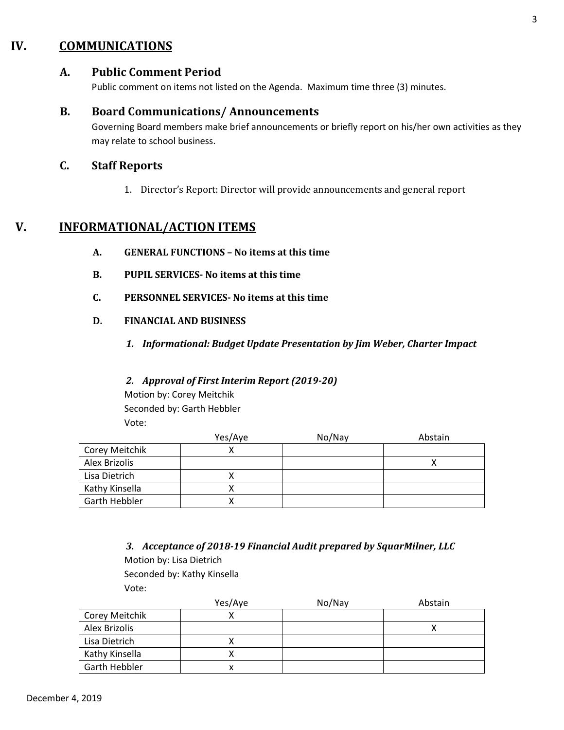## IV. COMMUNICATIONS

### A. Public Comment Period

Public comment on items not listed on the Agenda. Maximum time three (3) minutes.

### B. Board Communications/ Announcements

Governing Board members make brief announcements or briefly report on his/her own activities as they may relate to school business.

### C. Staff Reports

1. Director's Report: Director will provide announcements and general report

## V. INFORMATIONAL/ACTION ITEMS

**A. GENERAL FUNCTIONS – No items at this time**

**B. PUPIL SERVICES- No items at this time**

**C. PERSONNEL SERVICES- No items at this time**

**D. FINANCIAL AND BUSINESS**

***1. Informational: Budget Update Presentation by Jim Weber, Charter Impact***

***2. Approval of First Interim Report (2019-20)***

Motion by: Corey Meitchik
Seconded by: Garth Hebbler
Vote:

| | Yes/Aye | No/Nay | Abstain |
|---|---|---|---|
| Corey Meitchik | X | | |
| Alex Brizolis | | | X |
| Lisa Dietrich | X | | |
| Kathy Kinsella | X | | |
| Garth Hebbler | X | | |

***3. Acceptance of 2018-19 Financial Audit prepared by SquarMilner, LLC***

Motion by: Lisa Dietrich
Seconded by: Kathy Kinsella
Vote:

| | Yes/Aye | No/Nay | Abstain |
|---|---|---|---|
| Corey Meitchik | X | | |
| Alex Brizolis | | | X |
| Lisa Dietrich | X | | |
| Kathy Kinsella | X | | |
| Garth Hebbler | x | | |

December 4, 2019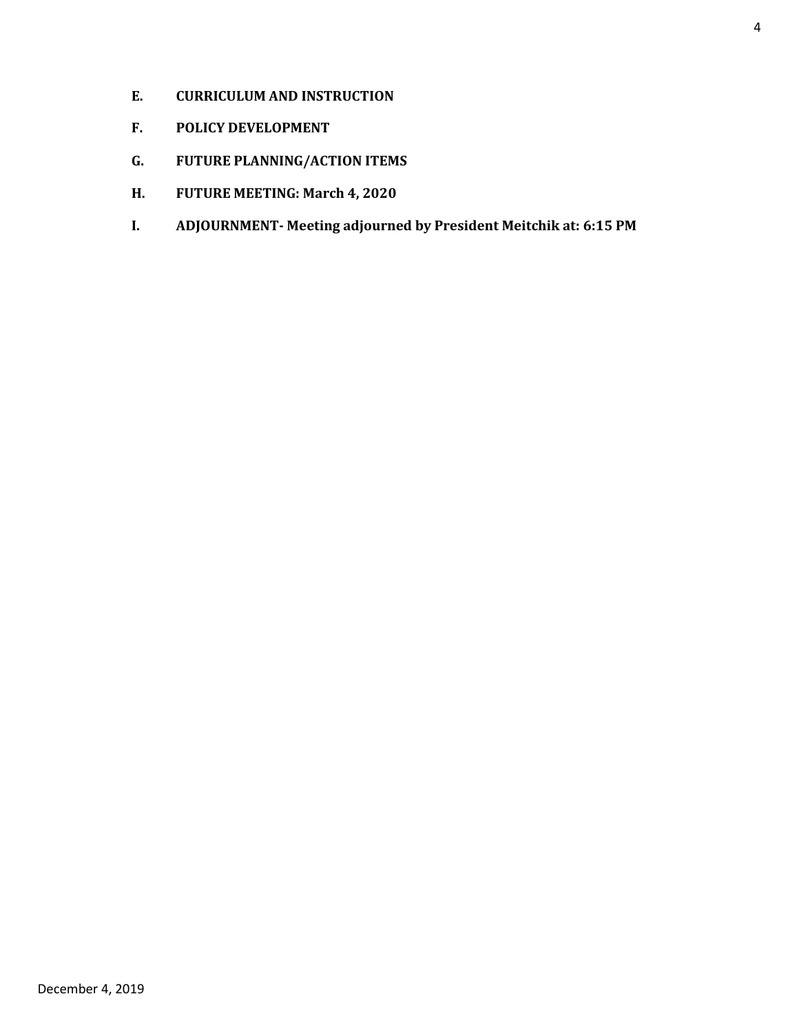**E. CURRICULUM AND INSTRUCTION**

**F. POLICY DEVELOPMENT**

**G. FUTURE PLANNING/ACTION ITEMS**

**H. FUTURE MEETING: March 4, 2020**

**I. ADJOURNMENT- Meeting adjourned by President Meitchik at: 6:15 PM**